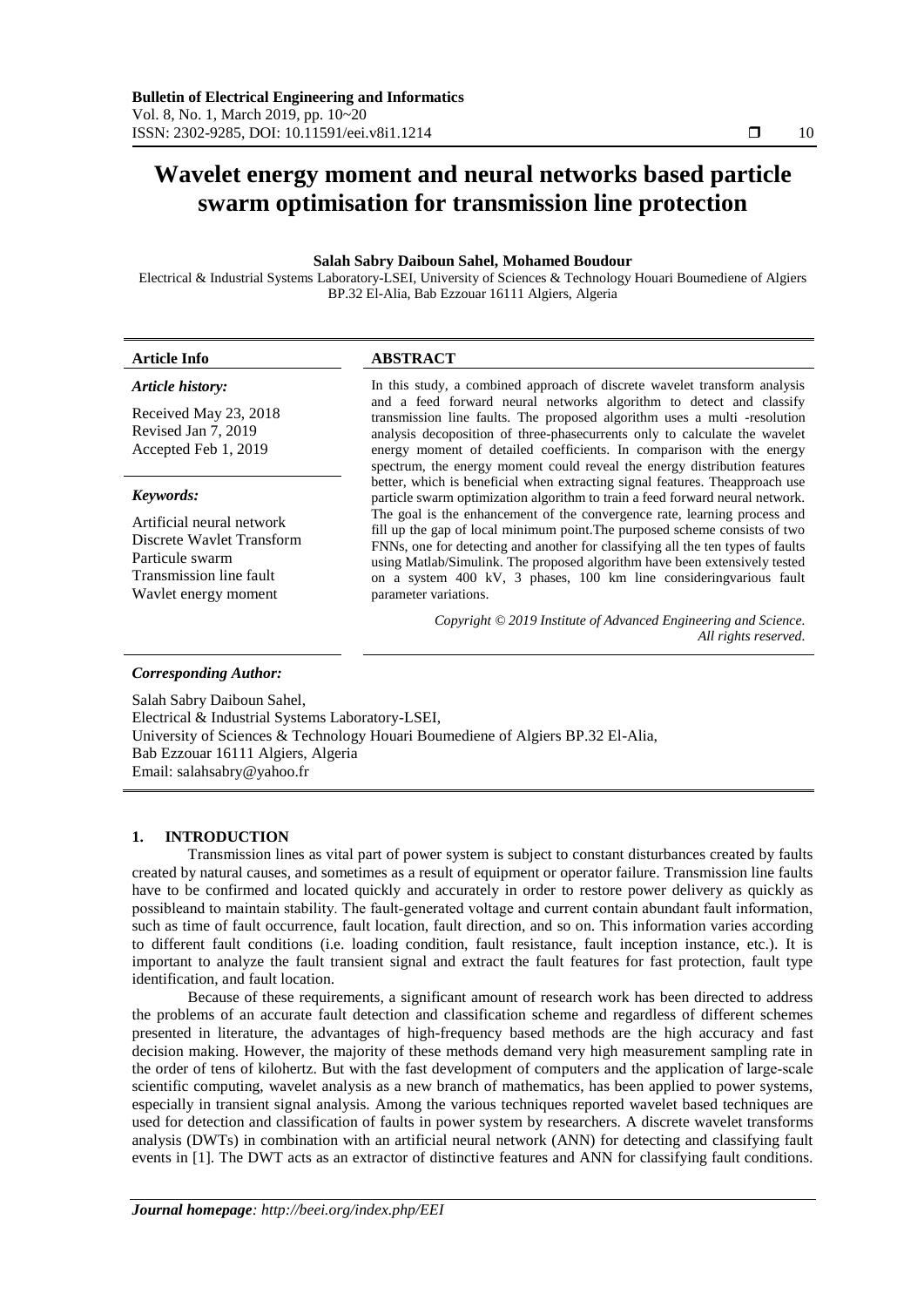# Wavelet energy moment and neural networks based particle swarm optimisation for transmission line protection

**Salah Sabry Daiboun Sahel, Mohamed Boudour**

Electrical & Industrial Systems Laboratory-LSEI, University of Sciences & Technology Houari Boumediene of Algiers BP.32 El-Alia, Bab Ezzouar 16111 Algiers, Algeria

**Article Info**

***Article history:***

Received May 23, 2018
Revised Jan 7, 2019
Accepted Feb 1, 2019

***Keywords:***

Artificial neural network
Discrete Wavlet Transform
Particule swarm
Transmission line fault
Wavlet energy moment

**ABSTRACT**

In this study, a combined approach of discrete wavelet transform analysis and a feed forward neural networks algorithm to detect and classify transmission line faults. The proposed algorithm uses a multi -resolution analysis decoposition of three-phasecurrents only to calculate the wavelet energy moment of detailed coefficients. In comparison with the energy spectrum, the energy moment could reveal the energy distribution features better, which is beneficial when extracting signal features. Theapproach use particle swarm optimization algorithm to train a feed forward neural network. The goal is the enhancement of the convergence rate, learning process and fill up the gap of local minimum point.The purposed scheme consists of two FNNs, one for detecting and another for classifying all the ten types of faults using Matlab/Simulink. The proposed algorithm have been extensively tested on a system 400 kV, 3 phases, 100 km line consideringvarious fault parameter variations.

*Copyright © 2019 Institute of Advanced Engineering and Science. All rights reserved.*

***Corresponding Author:***

Salah Sabry Daiboun Sahel,
Electrical & Industrial Systems Laboratory-LSEI,
University of Sciences & Technology Houari Boumediene of Algiers BP.32 El-Alia,
Bab Ezzouar 16111 Algiers, Algeria
Email: salahsabry@yahoo.fr

## 1. INTRODUCTION

Transmission lines as vital part of power system is subject to constant disturbances created by faults created by natural causes, and sometimes as a result of equipment or operator failure. Transmission line faults have to be confirmed and located quickly and accurately in order to restore power delivery as quickly as possibleand to maintain stability. The fault-generated voltage and current contain abundant fault information, such as time of fault occurrence, fault location, fault direction, and so on. This information varies according to different fault conditions (i.e. loading condition, fault resistance, fault inception instance, etc.). It is important to analyze the fault transient signal and extract the fault features for fast protection, fault type identification, and fault location.

Because of these requirements, a significant amount of research work has been directed to address the problems of an accurate fault detection and classification scheme and regardless of different schemes presented in literature, the advantages of high-frequency based methods are the high accuracy and fast decision making. However, the majority of these methods demand very high measurement sampling rate in the order of tens of kilohertz. But with the fast development of computers and the application of large-scale scientific computing, wavelet analysis as a new branch of mathematics, has been applied to power systems, especially in transient signal analysis. Among the various techniques reported wavelet based techniques are used for detection and classification of faults in power system by researchers. A discrete wavelet transforms analysis (DWTs) in combination with an artificial neural network (ANN) for detecting and classifying fault events in [1]. The DWT acts as an extractor of distinctive features and ANN for classifying fault conditions.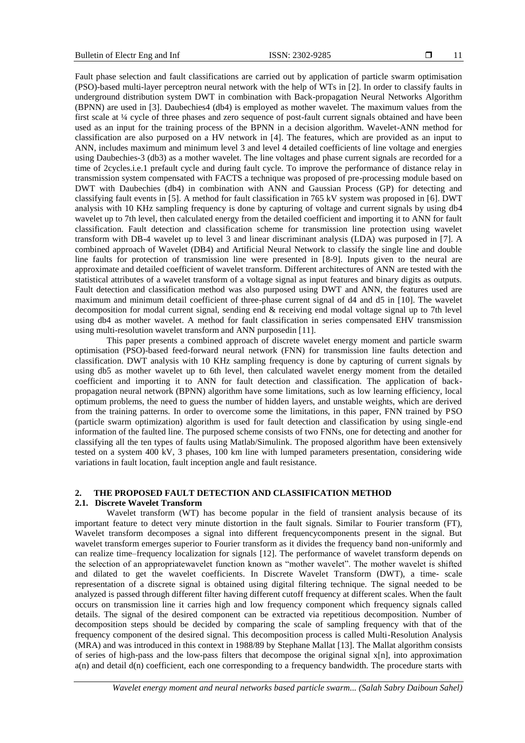Fault phase selection and fault classifications are carried out by application of particle swarm optimisation (PSO)-based multi-layer perceptron neural network with the help of WTs in [2]. In order to classify faults in underground distribution system DWT in combination with Back-propagation Neural Networks Algorithm (BPNN) are used in [3]. Daubechies4 (db4) is employed as mother wavelet. The maximum values from the first scale at ¼ cycle of three phases and zero sequence of post-fault current signals obtained and have been used as an input for the training process of the BPNN in a decision algorithm. Wavelet-ANN method for classification are also purposed on a HV network in [4]. The features, which are provided as an input to ANN, includes maximum and minimum level 3 and level 4 detailed coefficients of line voltage and energies using Daubechies-3 (db3) as a mother wavelet. The line voltages and phase current signals are recorded for a time of 2cycles.i.e.1 prefault cycle and during fault cycle. To improve the performance of distance relay in transmission system compensated with FACTS a technique was proposed of pre-processing module based on DWT with Daubechies (db4) in combination with ANN and Gaussian Process (GP) for detecting and classifying fault events in [5]. A method for fault classification in 765 kV system was proposed in [6]. DWT analysis with 10 KHz sampling frequency is done by capturing of voltage and current signals by using db4 wavelet up to 7th level, then calculated energy from the detailed coefficient and importing it to ANN for fault classification. Fault detection and classification scheme for transmission line protection using wavelet transform with DB-4 wavelet up to level 3 and linear discriminant analysis (LDA) was purposed in [7]. A combined approach of Wavelet (DB4) and Artificial Neural Network to classify the single line and double line faults for protection of transmission line were presented in [8-9]. Inputs given to the neural are approximate and detailed coefficient of wavelet transform. Different architectures of ANN are tested with the statistical attributes of a wavelet transform of a voltage signal as input features and binary digits as outputs. Fault detection and classification method was also purposed using DWT and ANN, the features used are maximum and minimum detail coefficient of three-phase current signal of d4 and d5 in [10]. The wavelet decomposition for modal current signal, sending end & receiving end modal voltage signal up to 7th level using db4 as mother wavelet. A method for fault classification in series compensated EHV transmission using multi-resolution wavelet transform and ANN purposedin [11].

This paper presents a combined approach of discrete wavelet energy moment and particle swarm optimisation (PSO)-based feed-forward neural network (FNN) for transmission line faults detection and classification. DWT analysis with 10 KHz sampling frequency is done by capturing of current signals by using db5 as mother wavelet up to 6th level, then calculated wavelet energy moment from the detailed coefficient and importing it to ANN for fault detection and classification. The application of back-propagation neural network (BPNN) algorithm have some limitations, such as low learning efficiency, local optimum problems, the need to guess the number of hidden layers, and unstable weights, which are derived from the training patterns. In order to overcome some the limitations, in this paper, FNN trained by PSO (particle swarm optimization) algorithm is used for fault detection and classification by using single-end information of the faulted line. The purposed scheme consists of two FNNs, one for detecting and another for classifying all the ten types of faults using Matlab/Simulink. The proposed algorithm have been extensively tested on a system 400 kV, 3 phases, 100 km line with lumped parameters presentation, considering wide variations in fault location, fault inception angle and fault resistance.

## 2. THE PROPOSED FAULT DETECTION AND CLASSIFICATION METHOD

### 2.1. Discrete Wavelet Transform

Wavelet transform (WT) has become popular in the field of transient analysis because of its important feature to detect very minute distortion in the fault signals. Similar to Fourier transform (FT), Wavelet transform decomposes a signal into different frequencycomponents present in the signal. But wavelet transform emerges superior to Fourier transform as it divides the frequency band non-uniformly and can realize time–frequency localization for signals [12]. The performance of wavelet transform depends on the selection of an appropriatewavelet function known as "mother wavelet". The mother wavelet is shifted and dilated to get the wavelet coefficients. In Discrete Wavelet Transform (DWT), a time- scale representation of a discrete signal is obtained using digital filtering technique. The signal needed to be analyzed is passed through different filter having different cutoff frequency at different scales. When the fault occurs on transmission line it carries high and low frequency component which frequency signals called details. The signal of the desired component can be extracted via repetitious decomposition. Number of decomposition steps should be decided by comparing the scale of sampling frequency with that of the frequency component of the desired signal. This decomposition process is called Multi-Resolution Analysis (MRA) and was introduced in this context in 1988/89 by Stephane Mallat [13]. The Mallat algorithm consists of series of high-pass and the low-pass filters that decompose the original signal $x[n]$, into approximation $a(n)$ and detail $d(n)$ coefficient, each one corresponding to a frequency bandwidth. The procedure starts with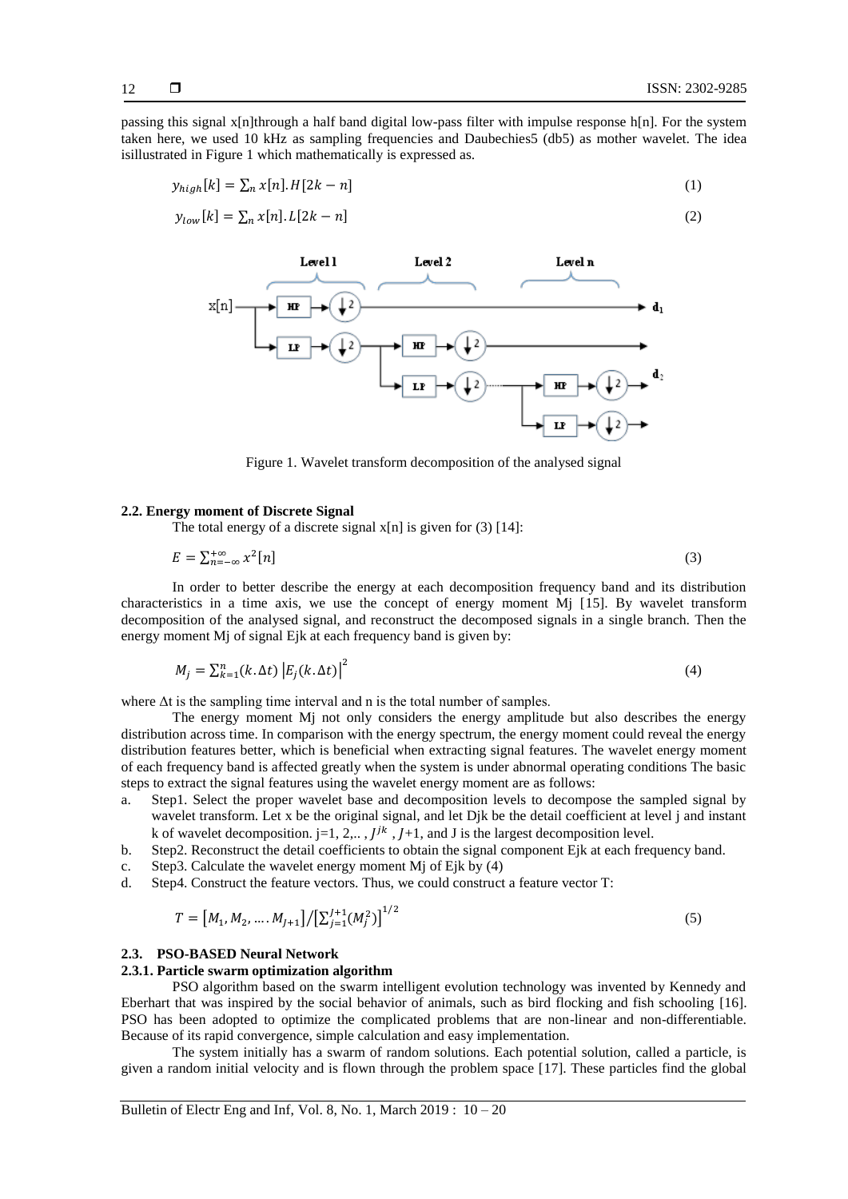passing this signal x[n]through a half band digital low-pass filter with impulse response h[n]. For the system taken here, we used 10 kHz as sampling frequencies and Daubechies5 (db5) as mother wavelet. The idea isillustrated in Figure 1 which mathematically is expressed as.

$$y_{high}[k] = \sum_n x[n].H[2k-n] \tag{1}$$

$$y_{low}[k] = \sum_n x[n].L[2k-n] \tag{2}$$

Figure 1. Wavelet transform decomposition of the analysed signal

### 2.2. Energy moment of Discrete Signal

The total energy of a discrete signal x[n] is given for (3) [14]:

$$E = \sum_{n=-\infty}^{+\infty} x^2[n] \tag{3}$$

In order to better describe the energy at each decomposition frequency band and its distribution characteristics in a time axis, we use the concept of energy moment Mj [15]. By wavelet transform decomposition of the analysed signal, and reconstruct the decomposed signals in a single branch. Then the energy moment Mj of signal Ejk at each frequency band is given by:

$$M_j = \sum_{k=1}^{n} (k.\Delta t) \left|E_j(k.\Delta t)\right|^2 \tag{4}$$

where Δt is the sampling time interval and n is the total number of samples.

The energy moment Mj not only considers the energy amplitude but also describes the energy distribution across time. In comparison with the energy spectrum, the energy moment could reveal the energy distribution features better, which is beneficial when extracting signal features. The wavelet energy moment of each frequency band is affected greatly when the system is under abnormal operating conditions The basic steps to extract the signal features using the wavelet energy moment are as follows:

a. Step1. Select the proper wavelet base and decomposition levels to decompose the sampled signal by wavelet transform. Let x be the original signal, and let Djk be the detail coefficient at level j and instant k of wavelet decomposition. j=1, 2,.. , $J^{jk}$ , $J$+1, and J is the largest decomposition level.
b. Step2. Reconstruct the detail coefficients to obtain the signal component Ejk at each frequency band.
c. Step3. Calculate the wavelet energy moment Mj of Ejk by (4)
d. Step4. Construct the feature vectors. Thus, we could construct a feature vector T:

$$T = \left[M_1, M_2, \ldots . M_{J+1}\right] / \left[\sum_{j=1}^{J+1} (M_j^2)\right]^{1/2} \tag{5}$$

### 2.3. PSO-BASED Neural Network

#### 2.3.1. Particle swarm optimization algorithm

PSO algorithm based on the swarm intelligent evolution technology was invented by Kennedy and Eberhart that was inspired by the social behavior of animals, such as bird flocking and fish schooling [16]. PSO has been adopted to optimize the complicated problems that are non-linear and non-differentiable. Because of its rapid convergence, simple calculation and easy implementation.

The system initially has a swarm of random solutions. Each potential solution, called a particle, is given a random initial velocity and is flown through the problem space [17]. These particles find the global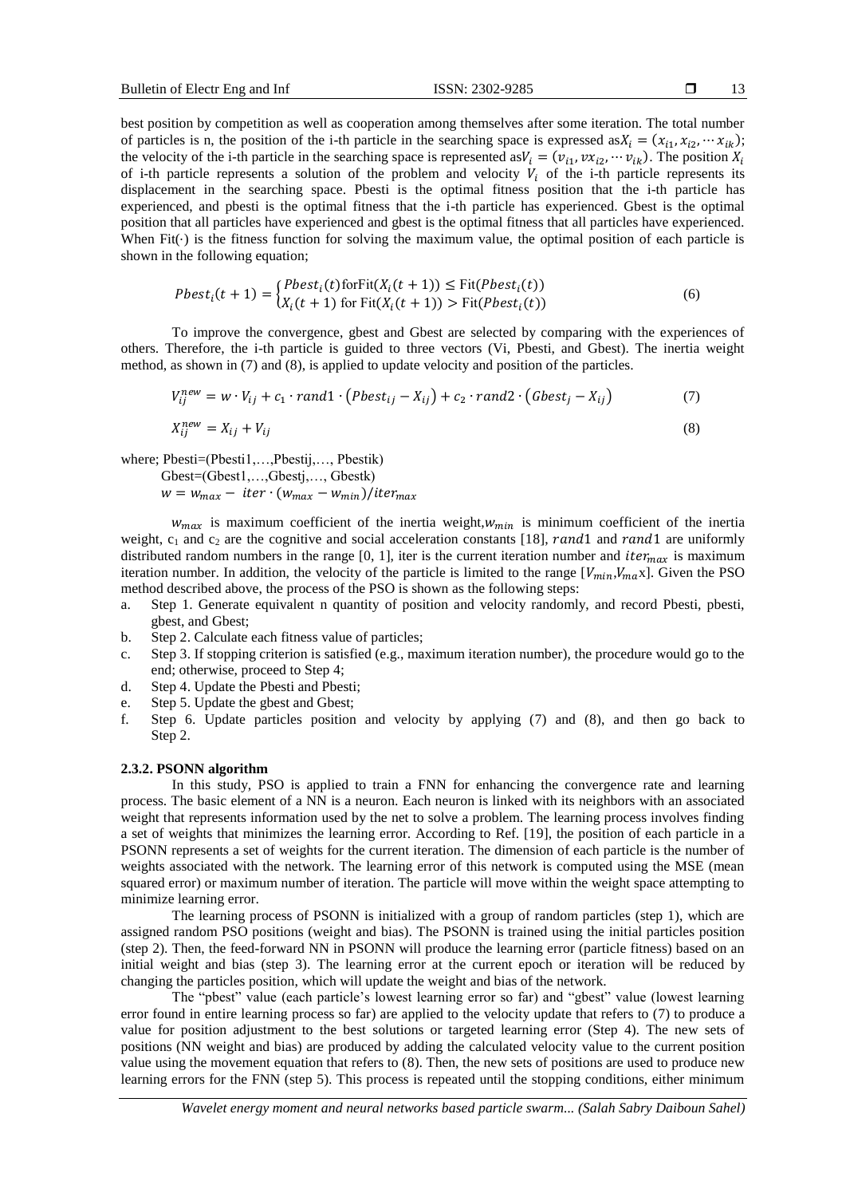best position by competition as well as cooperation among themselves after some iteration. The total number of particles is n, the position of the i-th particle in the searching space is expressed as $X_i = (x_{i1}, x_{i2}, \cdots x_{ik})$; the velocity of the i-th particle in the searching space is represented as $V_i = (v_{i1}, vx_{i2}, \cdots v_{ik})$. The position $X_i$ of i-th particle represents a solution of the problem and velocity $V_i$ of the i-th particle represents its displacement in the searching space. Pbesti is the optimal fitness position that the i-th particle has experienced, and pbesti is the optimal fitness that the i-th particle has experienced. Gbest is the optimal position that all particles have experienced and gbest is the optimal fitness that all particles have experienced. When Fit(·) is the fitness function for solving the maximum value, the optimal position of each particle is shown in the following equation;

$$Pbest_i(t+1) = \begin{cases} Pbest_i(t) \text{for} \text{Fit}(X_i(t+1)) \leq \text{Fit}(Pbest_i(t)) \\ X_i(t+1) \text{ for Fit}(X_i(t+1)) > \text{Fit}(Pbest_i(t)) \end{cases} \tag{6}$$

To improve the convergence, gbest and Gbest are selected by comparing with the experiences of others. Therefore, the i-th particle is guided to three vectors (Vi, Pbesti, and Gbest). The inertia weight method, as shown in (7) and (8), is applied to update velocity and position of the particles.

$$V_{ij}^{new} = w \cdot V_{ij} + c_1 \cdot rand1 \cdot \left(Pbest_{ij} - X_{ij}\right) + c_2 \cdot rand2 \cdot \left(Gbest_j - X_{ij}\right) \tag{7}$$

$$X_{ij}^{new} = X_{ij} + V_{ij} \tag{8}$$

where; Pbesti=(Pbesti1,…,Pbestij,…, Pbestik)

Gbest=(Gbest1,…,Gbestj,…, Gbestk)

$w = w_{max} - iter \cdot (w_{max} - w_{min})/iter_{max}$

$w_{max}$ is maximum coefficient of the inertia weight, $w_{min}$ is minimum coefficient of the inertia weight, $c_1$ and $c_2$ are the cognitive and social acceleration constants [18], $rand1$ and $rand1$ are uniformly distributed random numbers in the range [0, 1], iter is the current iteration number and $iter_{max}$ is maximum iteration number. In addition, the velocity of the particle is limited to the range [$V_{min}$,$V_{ma}$x]. Given the PSO method described above, the process of the PSO is shown as the following steps:

a. Step 1. Generate equivalent n quantity of position and velocity randomly, and record Pbesti, pbesti, gbest, and Gbest;
b. Step 2. Calculate each fitness value of particles;
c. Step 3. If stopping criterion is satisfied (e.g., maximum iteration number), the procedure would go to the end; otherwise, proceed to Step 4;
d. Step 4. Update the Pbesti and Pbesti;
e. Step 5. Update the gbest and Gbest;
f. Step 6. Update particles position and velocity by applying (7) and (8), and then go back to Step 2.

### 2.3.2. PSONN algorithm

In this study, PSO is applied to train a FNN for enhancing the convergence rate and learning process. The basic element of a NN is a neuron. Each neuron is linked with its neighbors with an associated weight that represents information used by the net to solve a problem. The learning process involves finding a set of weights that minimizes the learning error. According to Ref. [19], the position of each particle in a PSONN represents a set of weights for the current iteration. The dimension of each particle is the number of weights associated with the network. The learning error of this network is computed using the MSE (mean squared error) or maximum number of iteration. The particle will move within the weight space attempting to minimize learning error.

The learning process of PSONN is initialized with a group of random particles (step 1), which are assigned random PSO positions (weight and bias). The PSONN is trained using the initial particles position (step 2). Then, the feed-forward NN in PSONN will produce the learning error (particle fitness) based on an initial weight and bias (step 3). The learning error at the current epoch or iteration will be reduced by changing the particles position, which will update the weight and bias of the network.

The "pbest" value (each particle's lowest learning error so far) and "gbest" value (lowest learning error found in entire learning process so far) are applied to the velocity update that refers to (7) to produce a value for position adjustment to the best solutions or targeted learning error (Step 4). The new sets of positions (NN weight and bias) are produced by adding the calculated velocity value to the current position value using the movement equation that refers to (8). Then, the new sets of positions are used to produce new learning errors for the FNN (step 5). This process is repeated until the stopping conditions, either minimum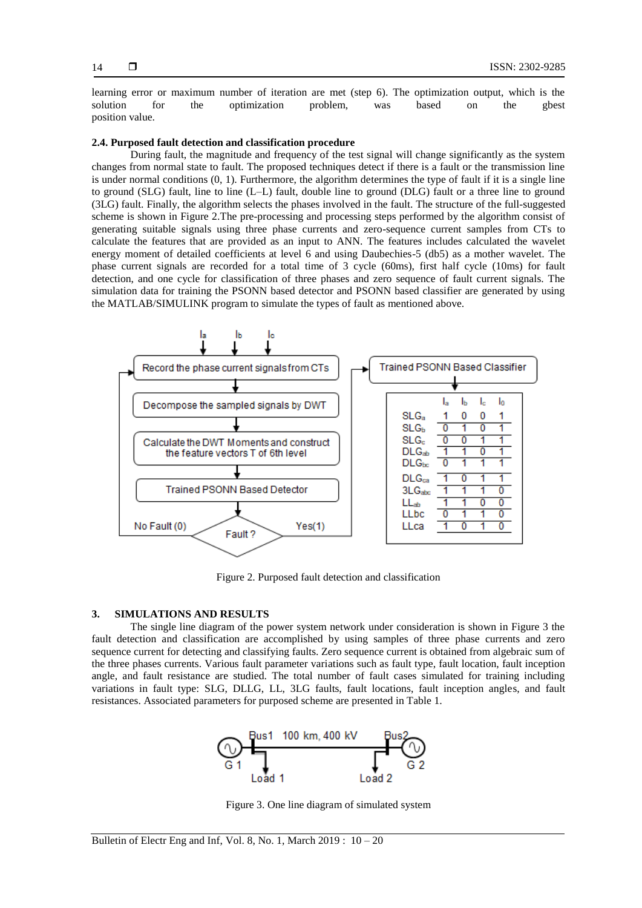learning error or maximum number of iteration are met (step 6). The optimization output, which is the solution for the optimization problem, was based on the gbest position value.

### 2.4. Purposed fault detection and classification procedure

During fault, the magnitude and frequency of the test signal will change significantly as the system changes from normal state to fault. The proposed techniques detect if there is a fault or the transmission line is under normal conditions (0, 1). Furthermore, the algorithm determines the type of fault if it is a single line to ground (SLG) fault, line to line (L–L) fault, double line to ground (DLG) fault or a three line to ground (3LG) fault. Finally, the algorithm selects the phases involved in the fault. The structure of the full-suggested scheme is shown in Figure 2.The pre-processing and processing steps performed by the algorithm consist of generating suitable signals using three phase currents and zero-sequence current samples from CTs to calculate the features that are provided as an input to ANN. The features includes calculated the wavelet energy moment of detailed coefficients at level 6 and using Daubechies-5 (db5) as a mother wavelet. The phase current signals are recorded for a total time of 3 cycle (60ms), first half cycle (10ms) for fault detection, and one cycle for classification of three phases and zero sequence of fault current signals. The simulation data for training the PSONN based detector and PSONN based classifier are generated by using the MATLAB/SIMULINK program to simulate the types of fault as mentioned above.

| | $I_a$ | $I_b$ | $I_c$ | $I_0$ |
|---|---|---|---|---|
| $SLG_a$ | 1 | 0 | 0 | 1 |
| $SLG_b$ | 0 | 1 | 0 | 1 |
| $SLG_c$ | 0 | 0 | 1 | 1 |
| $DLG_{ab}$ | 1 | 1 | 0 | 1 |
| $DLG_{bc}$ | 0 | 1 | 1 | 1 |
| $DLG_{ca}$ | 1 | 0 | 1 | 1 |
| $3LG_{abc}$ | 1 | 1 | 1 | 0 |
| $LL_{ab}$ | 1 | 1 | 0 | 0 |
| LLbc | 0 | 1 | 1 | 0 |
| LLca | 1 | 0 | 1 | 0 |

Figure 2. Purposed fault detection and classification

## 3. SIMULATIONS AND RESULTS

The single line diagram of the power system network under consideration is shown in Figure 3 the fault detection and classification are accomplished by using samples of three phase currents and zero sequence current for detecting and classifying faults. Zero sequence current is obtained from algebraic sum of the three phases currents. Various fault parameter variations such as fault type, fault location, fault inception angle, and fault resistance are studied. The total number of fault cases simulated for training including variations in fault type: SLG, DLLG, LL, 3LG faults, fault locations, fault inception angles, and fault resistances. Associated parameters for purposed scheme are presented in Table 1.

Figure 3. One line diagram of simulated system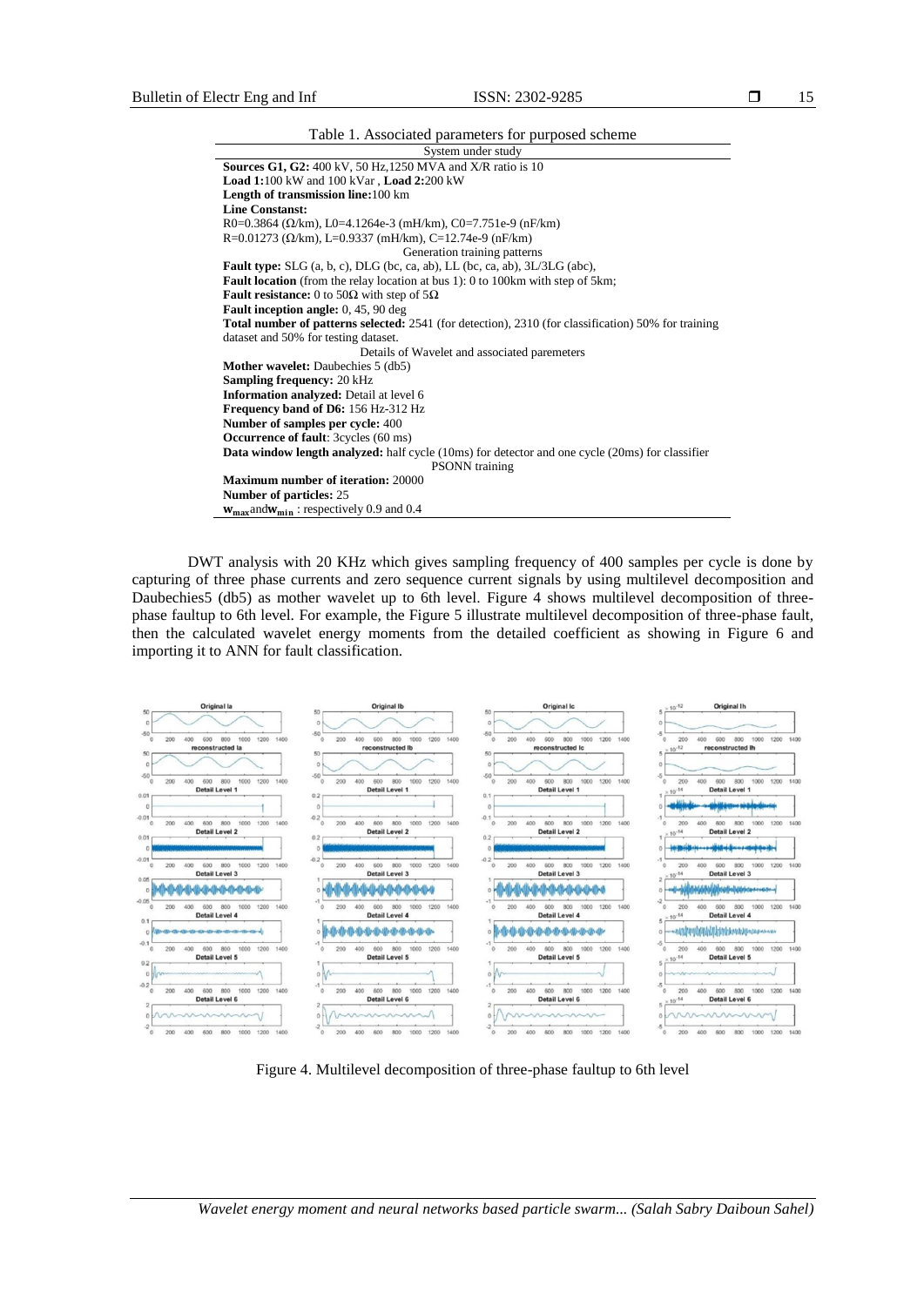Table 1. Associated parameters for purposed scheme

| System under study |
|---|
| **Sources G1, G2:** 400 kV, 50 Hz,1250 MVA and X/R ratio is 10 |
| **Load 1:**100 kW and 100 kVar , **Load 2:**200 kW |
| **Length of transmission line:**100 km |
| **Line Constanst:** |
| R0=0.3864 (Ω/km), L0=4.1264e-3 (mH/km), C0=7.751e-9 (nF/km) |
| R=0.01273 (Ω/km), L=0.9337 (mH/km), C=12.74e-9 (nF/km) |
| Generation training patterns |
| **Fault type:** SLG (a, b, c), DLG (bc, ca, ab), LL (bc, ca, ab), 3L/3LG (abc), |
| **Fault location** (from the relay location at bus 1): 0 to 100km with step of 5km; |
| **Fault resistance:** 0 to 50Ω with step of 5Ω |
| **Fault inception angle:** 0, 45, 90 deg |
| **Total number of patterns selected:** 2541 (for detection), 2310 (for classification) 50% for training dataset and 50% for testing dataset. |
| Details of Wavelet and associated paremeters |
| **Mother wavelet:** Daubechies 5 (db5) |
| **Sampling frequency:** 20 kHz |
| **Information analyzed:** Detail at level 6 |
| **Frequency band of D6:** 156 Hz-312 Hz |
| **Number of samples per cycle:** 400 |
| **Occurrence of fault**: 3cycles (60 ms) |
| **Data window length analyzed:** half cycle (10ms) for detector and one cycle (20ms) for classifier |
| PSONN training |
| **Maximum number of iteration:** 20000 |
| **Number of particles:** 25 |
| $\mathbf{w_{max}}$ and $\mathbf{w_{min}}$ : respectively 0.9 and 0.4 |

DWT analysis with 20 KHz which gives sampling frequency of 400 samples per cycle is done by capturing of three phase currents and zero sequence current signals by using multilevel decomposition and Daubechies5 (db5) as mother wavelet up to 6th level. Figure 4 shows multilevel decomposition of three-phase faultup to 6th level. For example, the Figure 5 illustrate multilevel decomposition of three-phase fault, then the calculated wavelet energy moments from the detailed coefficient as showing in Figure 6 and importing it to ANN for fault classification.

Figure 4. Multilevel decomposition of three-phase faultup to 6th level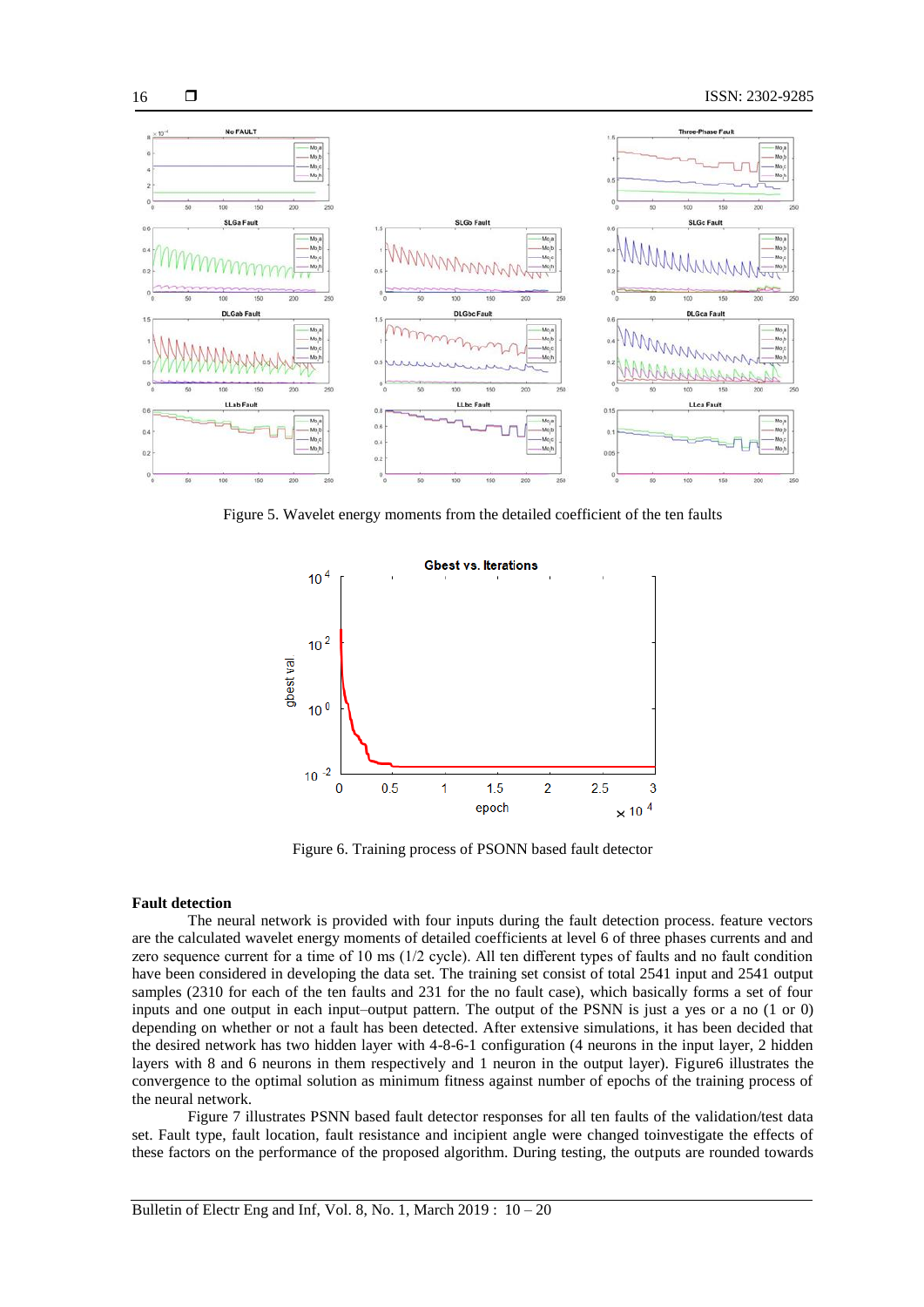Figure 5. Wavelet energy moments from the detailed coefficient of the ten faults

Figure 6. Training process of PSONN based fault detector

**Fault detection**

The neural network is provided with four inputs during the fault detection process. feature vectors are the calculated wavelet energy moments of detailed coefficients at level 6 of three phases currents and and zero sequence current for a time of 10 ms (1/2 cycle). All ten different types of faults and no fault condition have been considered in developing the data set. The training set consist of total 2541 input and 2541 output samples (2310 for each of the ten faults and 231 for the no fault case), which basically forms a set of four inputs and one output in each input–output pattern. The output of the PSNN is just a yes or a no (1 or 0) depending on whether or not a fault has been detected. After extensive simulations, it has been decided that the desired network has two hidden layer with 4-8-6-1 configuration (4 neurons in the input layer, 2 hidden layers with 8 and 6 neurons in them respectively and 1 neuron in the output layer). Figure6 illustrates the convergence to the optimal solution as minimum fitness against number of epochs of the training process of the neural network.

Figure 7 illustrates PSNN based fault detector responses for all ten faults of the validation/test data set. Fault type, fault location, fault resistance and incipient angle were changed toinvestigate the effects of these factors on the performance of the proposed algorithm. During testing, the outputs are rounded towards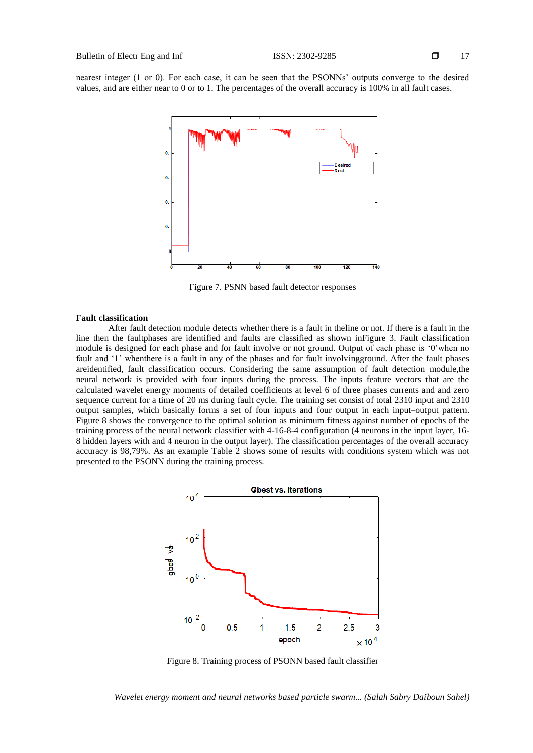nearest integer (1 or 0). For each case, it can be seen that the PSONNs' outputs converge to the desired values, and are either near to 0 or to 1. The percentages of the overall accuracy is 100% in all fault cases.

Figure 7. PSNN based fault detector responses

**Fault classification**

After fault detection module detects whether there is a fault in theline or not. If there is a fault in the line then the faultphases are identified and faults are classified as shown inFigure 3. Fault classification module is designed for each phase and for fault involve or not ground. Output of each phase is '0'when no fault and '1' whenthere is a fault in any of the phases and for fault involvingground. After the fault phases areidentified, fault classification occurs. Considering the same assumption of fault detection module,the neural network is provided with four inputs during the process. The inputs feature vectors that are the calculated wavelet energy moments of detailed coefficients at level 6 of three phases currents and and zero sequence current for a time of 20 ms during fault cycle. The training set consist of total 2310 input and 2310 output samples, which basically forms a set of four inputs and four output in each input–output pattern. Figure 8 shows the convergence to the optimal solution as minimum fitness against number of epochs of the training process of the neural network classifier with 4-16-8-4 configuration (4 neurons in the input layer, 16-8 hidden layers with and 4 neuron in the output layer). The classification percentages of the overall accuracy accuracy is 98,79%. As an example Table 2 shows some of results with conditions system which was not presented to the PSONN during the training process.

Figure 8. Training process of PSONN based fault classifier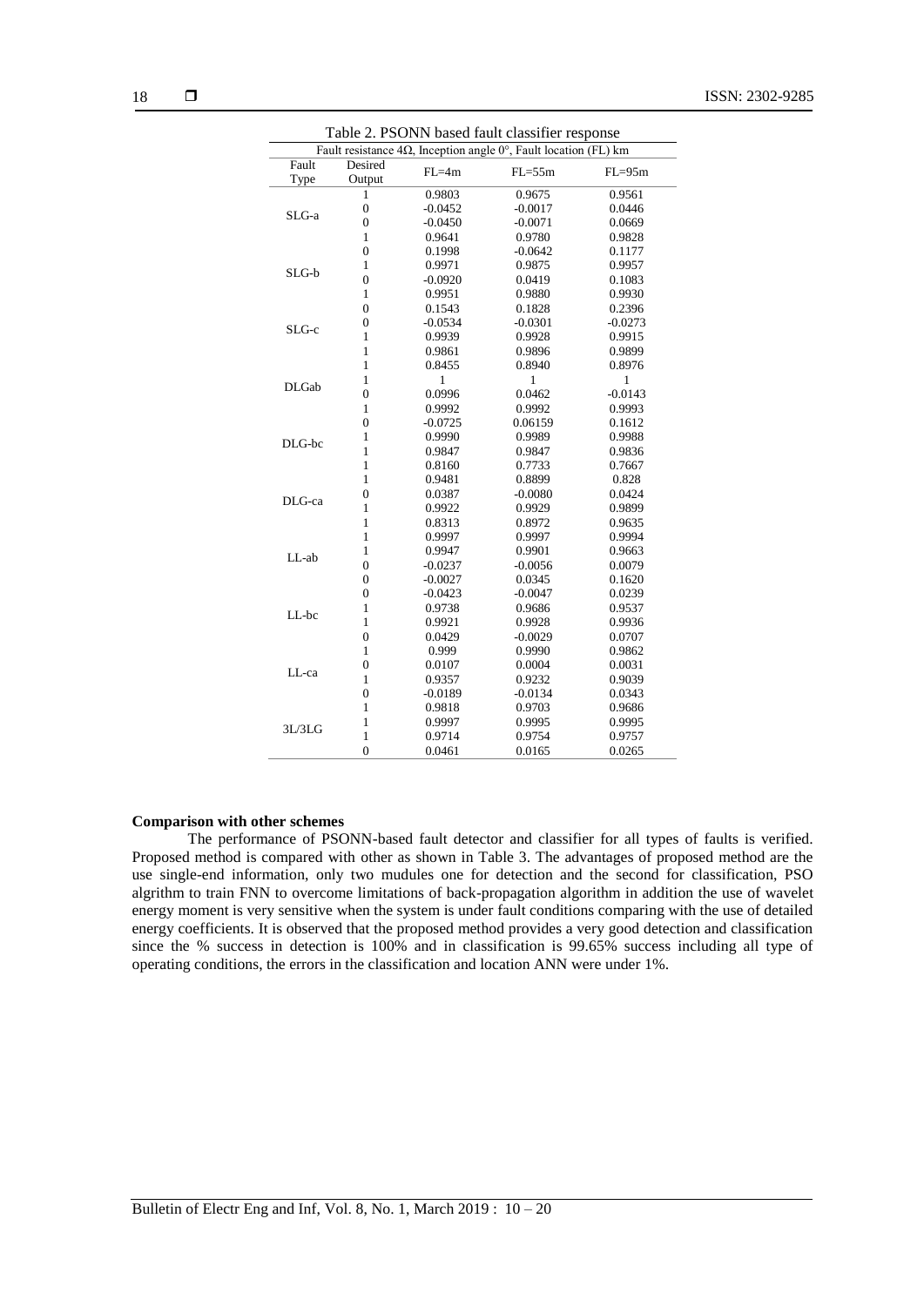Table 2. PSONN based fault classifier response

| Fault resistance 4Ω, Inception angle 0°, Fault location (FL) km | | | | |
|---|---|---|---|---|
| Fault Type | Desired Output | FL=4m | FL=55m | FL=95m |
| SLG-a | 1 | 0.9803 | 0.9675 | 0.9561 |
| | 0 | -0.0452 | -0.0017 | 0.0446 |
| | 0 | -0.0450 | -0.0071 | 0.0669 |
| | 1 | 0.9641 | 0.9780 | 0.9828 |
| SLG-b | 0 | 0.1998 | -0.0642 | 0.1177 |
| | 1 | 0.9971 | 0.9875 | 0.9957 |
| | 0 | -0.0920 | 0.0419 | 0.1083 |
| | 1 | 0.9951 | 0.9880 | 0.9930 |
| SLG-c | 0 | 0.1543 | 0.1828 | 0.2396 |
| | 0 | -0.0534 | -0.0301 | -0.0273 |
| | 1 | 0.9939 | 0.9928 | 0.9915 |
| | 1 | 0.9861 | 0.9896 | 0.9899 |
| DLGab | 1 | 0.8455 | 0.8940 | 0.8976 |
| | 1 | 1 | 1 | 1 |
| | 0 | 0.0996 | 0.0462 | -0.0143 |
| | 1 | 0.9992 | 0.9992 | 0.9993 |
| DLG-bc | 0 | -0.0725 | 0.06159 | 0.1612 |
| | 1 | 0.9990 | 0.9989 | 0.9988 |
| | 1 | 0.9847 | 0.9847 | 0.9836 |
| | 1 | 0.8160 | 0.7733 | 0.7667 |
| DLG-ca | 1 | 0.9481 | 0.8899 | 0.828 |
| | 0 | 0.0387 | -0.0080 | 0.0424 |
| | 1 | 0.9922 | 0.9929 | 0.9899 |
| | 1 | 0.8313 | 0.8972 | 0.9635 |
| LL-ab | 1 | 0.9997 | 0.9997 | 0.9994 |
| | 1 | 0.9947 | 0.9901 | 0.9663 |
| | 0 | -0.0237 | -0.0056 | 0.0079 |
| | 0 | -0.0027 | 0.0345 | 0.1620 |
| LL-bc | 0 | -0.0423 | -0.0047 | 0.0239 |
| | 1 | 0.9738 | 0.9686 | 0.9537 |
| | 1 | 0.9921 | 0.9928 | 0.9936 |
| | 0 | 0.0429 | -0.0029 | 0.0707 |
| LL-ca | 1 | 0.999 | 0.9990 | 0.9862 |
| | 0 | 0.0107 | 0.0004 | 0.0031 |
| | 1 | 0.9357 | 0.9232 | 0.9039 |
| | 0 | -0.0189 | -0.0134 | 0.0343 |
| 3L/3LG | 1 | 0.9818 | 0.9703 | 0.9686 |
| | 1 | 0.9997 | 0.9995 | 0.9995 |
| | 1 | 0.9714 | 0.9754 | 0.9757 |
| | 0 | 0.0461 | 0.0165 | 0.0265 |

**Comparison with other schemes**

The performance of PSONN-based fault detector and classifier for all types of faults is verified. Proposed method is compared with other as shown in Table 3. The advantages of proposed method are the use single-end information, only two mudules one for detection and the second for classification, PSO algrithm to train FNN to overcome limitations of back-propagation algorithm in addition the use of wavelet energy moment is very sensitive when the system is under fault conditions comparing with the use of detailed energy coefficients. It is observed that the proposed method provides a very good detection and classification since the % success in detection is 100% and in classification is 99.65% success including all type of operating conditions, the errors in the classification and location ANN were under 1%.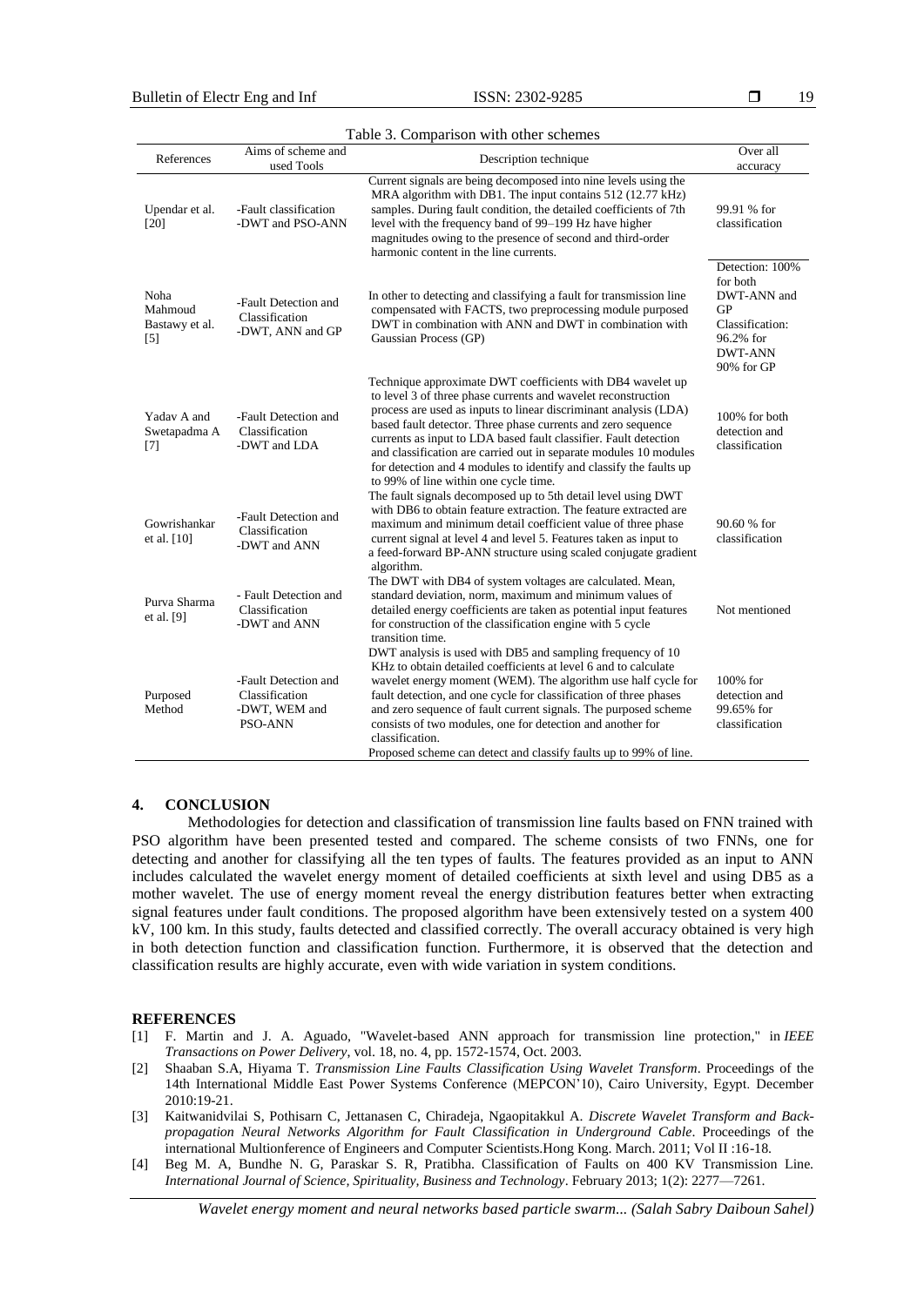Table 3. Comparison with other schemes

| References | Aims of scheme and used Tools | Description technique | Over all accuracy |
|---|---|---|---|
| Upendar et al. [20] | -Fault classification<br>-DWT and PSO-ANN | Current signals are being decomposed into nine levels using the MRA algorithm with DB1. The input contains 512 (12.77 kHz) samples. During fault condition, the detailed coefficients of 7th level with the frequency band of 99–199 Hz have higher magnitudes owing to the presence of second and third-order harmonic content in the line currents. | 99.91 % for classification |
| Noha Mahmoud Bastawy et al. [5] | -Fault Detection and Classification<br>-DWT, ANN and GP | In other to detecting and classifying a fault for transmission line compensated with FACTS, two preprocessing module purposed DWT in combination with ANN and DWT in combination with Gaussian Process (GP) | Detection: 100% for both DWT-ANN and GP<br>Classification: 96.2% for DWT-ANN<br>90% for GP |
| Yadav A and Swetapadma A [7] | -Fault Detection and Classification<br>-DWT and LDA | Technique approximate DWT coefficients with DB4 wavelet up to level 3 of three phase currents and wavelet reconstruction process are used as inputs to linear discriminant analysis (LDA) based fault detector. Three phase currents and zero sequence currents as input to LDA based fault classifier. Fault detection and classification are carried out in separate modules 10 modules for detection and 4 modules to identify and classify the faults up to 99% of line within one cycle time. | 100% for both detection and classification |
| Gowrishankar et al. [10] | -Fault Detection and Classification<br>-DWT and ANN | The fault signals decomposed up to 5th detail level using DWT with DB6 to obtain feature extraction. The feature extracted are maximum and minimum detail coefficient value of three phase current signal at level 4 and level 5. Features taken as input to a feed-forward BP-ANN structure using scaled conjugate gradient algorithm. | 90.60 % for classification |
| Purva Sharma et al. [9] | - Fault Detection and Classification<br>-DWT and ANN | The DWT with DB4 of system voltages are calculated. Mean, standard deviation, norm, maximum and minimum values of detailed energy coefficients are taken as potential input features for construction of the classification engine with 5 cycle transition time. | Not mentioned |
| Purposed Method | -Fault Detection and Classification<br>-DWT, WEM and PSO-ANN | DWT analysis is used with DB5 and sampling frequency of 10 KHz to obtain detailed coefficients at level 6 and to calculate wavelet energy moment (WEM). The algorithm use half cycle for fault detection, and one cycle for classification of three phases and zero sequence of fault current signals. The purposed scheme consists of two modules, one for detection and another for classification.<br>Proposed scheme can detect and classify faults up to 99% of line. | 100% for detection and 99.65% for classification |

## 4. CONCLUSION

Methodologies for detection and classification of transmission line faults based on FNN trained with PSO algorithm have been presented tested and compared. The scheme consists of two FNNs, one for detecting and another for classifying all the ten types of faults. The features provided as an input to ANN includes calculated the wavelet energy moment of detailed coefficients at sixth level and using DB5 as a mother wavelet. The use of energy moment reveal the energy distribution features better when extracting signal features under fault conditions. The proposed algorithm have been extensively tested on a system 400 kV, 100 km. In this study, faults detected and classified correctly. The overall accuracy obtained is very high in both detection function and classification function. Furthermore, it is observed that the detection and classification results are highly accurate, even with wide variation in system conditions.

## REFERENCES

[1] F. Martin and J. A. Aguado, "Wavelet-based ANN approach for transmission line protection," in *IEEE Transactions on Power Delivery*, vol. 18, no. 4, pp. 1572-1574, Oct. 2003.

[2] Shaaban S.A, Hiyama T. *Transmission Line Faults Classification Using Wavelet Transform*. Proceedings of the 14th International Middle East Power Systems Conference (MEPCON'10), Cairo University, Egypt. December 2010:19-21.

[3] Kaitwanidvilai S, Pothisarn C, Jettanasen C, Chiradeja, Ngaopitakkul A. *Discrete Wavelet Transform and Back-propagation Neural Networks Algorithm for Fault Classification in Underground Cable*. Proceedings of the international Multinference of Engineers and Computer Scientists.Hong Kong. March. 2011; Vol II :16-18.

[4] Beg M. A, Bundhe N. G, Paraskar S. R, Pratibha. Classification of Faults on 400 KV Transmission Line. *International Journal of Science, Spirituality, Business and Technology*. February 2013; 1(2): 2277—7261.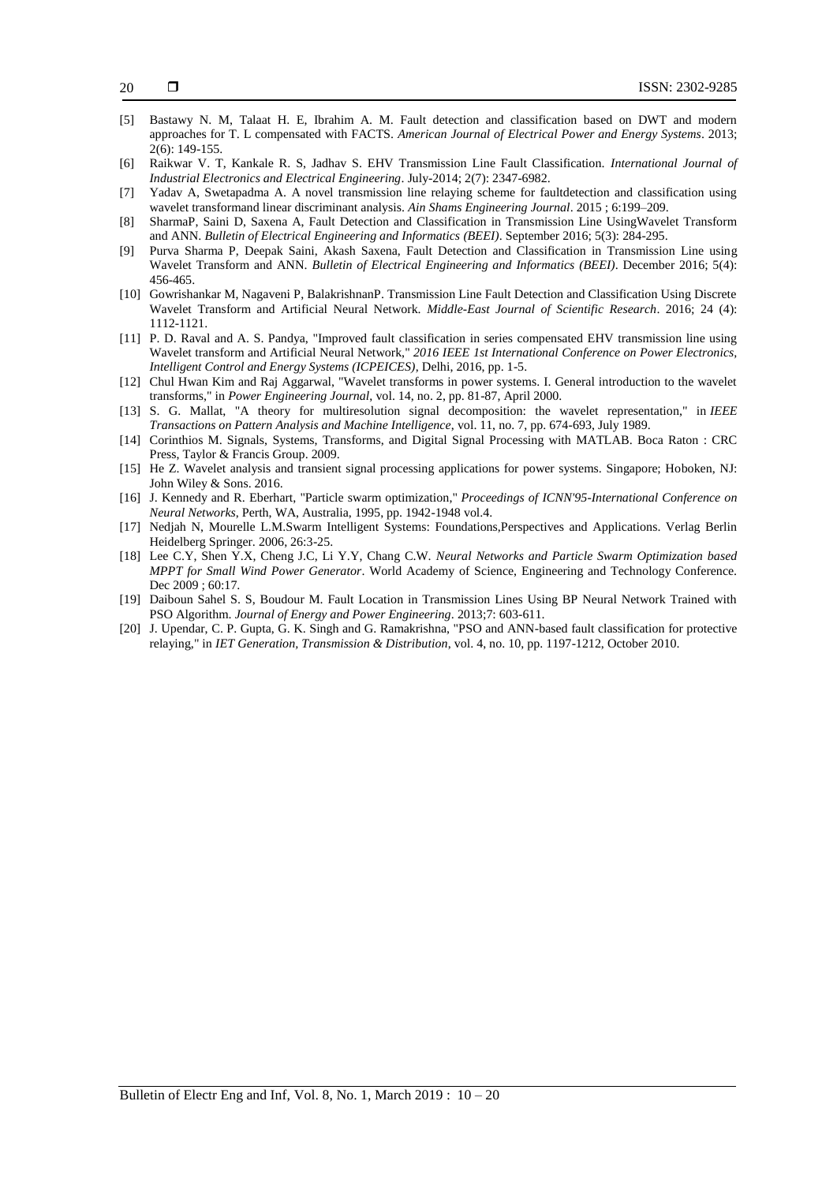[5] Bastawy N. M, Talaat H. E, Ibrahim A. M. Fault detection and classification based on DWT and modern approaches for T. L compensated with FACTS. *American Journal of Electrical Power and Energy Systems*. 2013; 2(6): 149-155.

[6] Raikwar V. T, Kankale R. S, Jadhav S. EHV Transmission Line Fault Classification. *International Journal of Industrial Electronics and Electrical Engineering*. July-2014; 2(7): 2347-6982.

[7] Yadav A, Swetapadma A. A novel transmission line relaying scheme for faultdetection and classification using wavelet transformand linear discriminant analysis. *Ain Shams Engineering Journal*. 2015 ; 6:199–209.

[8] SharmaP, Saini D, Saxena A, Fault Detection and Classification in Transmission Line UsingWavelet Transform and ANN. *Bulletin of Electrical Engineering and Informatics (BEEI)*. September 2016; 5(3): 284-295.

[9] Purva Sharma P, Deepak Saini, Akash Saxena, Fault Detection and Classification in Transmission Line using Wavelet Transform and ANN. *Bulletin of Electrical Engineering and Informatics (BEEI)*. December 2016; 5(4): 456-465.

[10] Gowrishankar M, Nagaveni P, BalakrishnanP. Transmission Line Fault Detection and Classification Using Discrete Wavelet Transform and Artificial Neural Network. *Middle-East Journal of Scientific Research*. 2016; 24 (4): 1112-1121.

[11] P. D. Raval and A. S. Pandya, "Improved fault classification in series compensated EHV transmission line using Wavelet transform and Artificial Neural Network," *2016 IEEE 1st International Conference on Power Electronics, Intelligent Control and Energy Systems (ICPEICES)*, Delhi, 2016, pp. 1-5.

[12] Chul Hwan Kim and Raj Aggarwal, "Wavelet transforms in power systems. I. General introduction to the wavelet transforms," in *Power Engineering Journal*, vol. 14, no. 2, pp. 81-87, April 2000.

[13] S. G. Mallat, "A theory for multiresolution signal decomposition: the wavelet representation," in *IEEE Transactions on Pattern Analysis and Machine Intelligence*, vol. 11, no. 7, pp. 674-693, July 1989.

[14] Corinthios M. Signals, Systems, Transforms, and Digital Signal Processing with MATLAB. Boca Raton : CRC Press, Taylor & Francis Group. 2009.

[15] He Z. Wavelet analysis and transient signal processing applications for power systems. Singapore; Hoboken, NJ: John Wiley & Sons. 2016.

[16] J. Kennedy and R. Eberhart, "Particle swarm optimization," *Proceedings of ICNN'95-International Conference on Neural Networks*, Perth, WA, Australia, 1995, pp. 1942-1948 vol.4.

[17] Nedjah N, Mourelle L.M.Swarm Intelligent Systems: Foundations,Perspectives and Applications. Verlag Berlin Heidelberg Springer. 2006, 26:3-25.

[18] Lee C.Y, Shen Y.X, Cheng J.C, Li Y.Y, Chang C.W. *Neural Networks and Particle Swarm Optimization based MPPT for Small Wind Power Generator*. World Academy of Science, Engineering and Technology Conference. Dec 2009 ; 60:17.

[19] Daiboun Sahel S. S, Boudour M. Fault Location in Transmission Lines Using BP Neural Network Trained with PSO Algorithm. *Journal of Energy and Power Engineering*. 2013;7: 603-611.

[20] J. Upendar, C. P. Gupta, G. K. Singh and G. Ramakrishna, "PSO and ANN-based fault classification for protective relaying," in *IET Generation, Transmission & Distribution*, vol. 4, no. 10, pp. 1197-1212, October 2010.